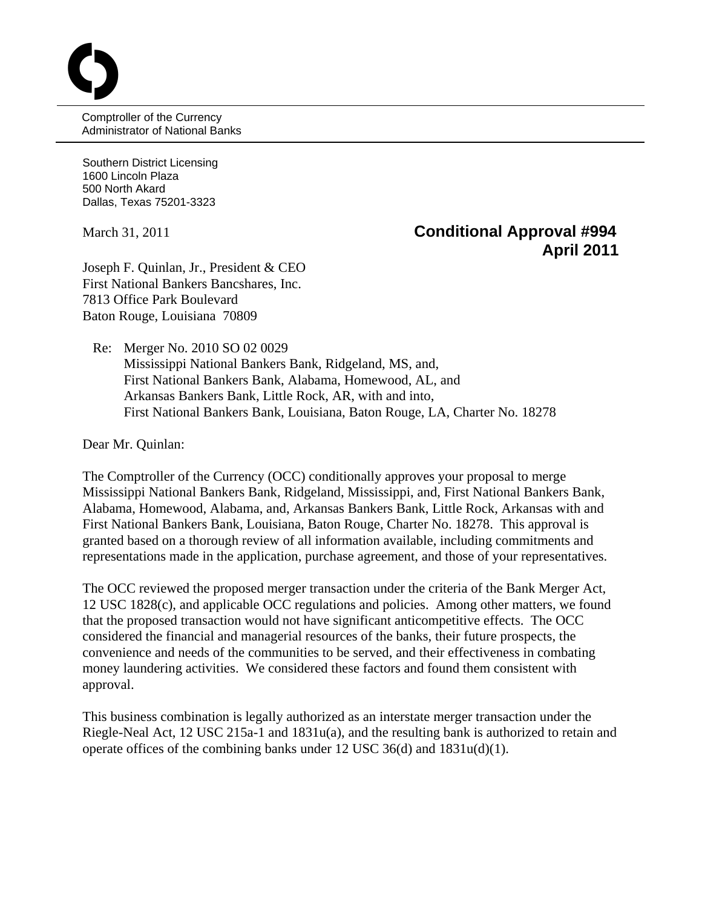Comptroller of the Currency
Administrator of National Banks

Southern District Licensing
1600 Lincoln Plaza
500 North Akard
Dallas, Texas 75201-3323

March 31, 2011

**Conditional Approval #994**
**April 2011**

Joseph F. Quinlan, Jr., President & CEO
First National Bankers Bancshares, Inc.
7813 Office Park Boulevard
Baton Rouge, Louisiana 70809

Re: Merger No. 2010 SO 02 0029
Mississippi National Bankers Bank, Ridgeland, MS, and,
First National Bankers Bank, Alabama, Homewood, AL, and
Arkansas Bankers Bank, Little Rock, AR, with and into,
First National Bankers Bank, Louisiana, Baton Rouge, LA, Charter No. 18278

Dear Mr. Quinlan:

The Comptroller of the Currency (OCC) conditionally approves your proposal to merge Mississippi National Bankers Bank, Ridgeland, Mississippi, and, First National Bankers Bank, Alabama, Homewood, Alabama, and, Arkansas Bankers Bank, Little Rock, Arkansas with and First National Bankers Bank, Louisiana, Baton Rouge, Charter No. 18278. This approval is granted based on a thorough review of all information available, including commitments and representations made in the application, purchase agreement, and those of your representatives.

The OCC reviewed the proposed merger transaction under the criteria of the Bank Merger Act, 12 USC 1828(c), and applicable OCC regulations and policies. Among other matters, we found that the proposed transaction would not have significant anticompetitive effects. The OCC considered the financial and managerial resources of the banks, their future prospects, the convenience and needs of the communities to be served, and their effectiveness in combating money laundering activities. We considered these factors and found them consistent with approval.

This business combination is legally authorized as an interstate merger transaction under the Riegle-Neal Act, 12 USC 215a-1 and 1831u(a), and the resulting bank is authorized to retain and operate offices of the combining banks under 12 USC 36(d) and 1831u(d)(1).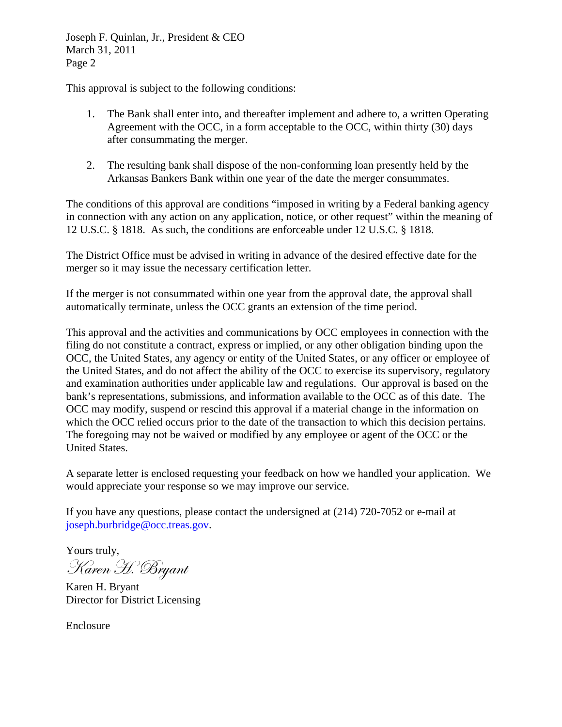Joseph F. Quinlan, Jr., President & CEO
March 31, 2011

This approval is subject to the following conditions:

1. The Bank shall enter into, and thereafter implement and adhere to, a written Operating Agreement with the OCC, in a form acceptable to the OCC, within thirty (30) days after consummating the merger.

2. The resulting bank shall dispose of the non-conforming loan presently held by the Arkansas Bankers Bank within one year of the date the merger consummates.

The conditions of this approval are conditions "imposed in writing by a Federal banking agency in connection with any action on any application, notice, or other request" within the meaning of 12 U.S.C. § 1818. As such, the conditions are enforceable under 12 U.S.C. § 1818.

The District Office must be advised in writing in advance of the desired effective date for the merger so it may issue the necessary certification letter.

If the merger is not consummated within one year from the approval date, the approval shall automatically terminate, unless the OCC grants an extension of the time period.

This approval and the activities and communications by OCC employees in connection with the filing do not constitute a contract, express or implied, or any other obligation binding upon the OCC, the United States, any agency or entity of the United States, or any officer or employee of the United States, and do not affect the ability of the OCC to exercise its supervisory, regulatory and examination authorities under applicable law and regulations. Our approval is based on the bank's representations, submissions, and information available to the OCC as of this date. The OCC may modify, suspend or rescind this approval if a material change in the information on which the OCC relied occurs prior to the date of the transaction to which this decision pertains. The foregoing may not be waived or modified by any employee or agent of the OCC or the United States.

A separate letter is enclosed requesting your feedback on how we handled your application. We would appreciate your response so we may improve our service.

If you have any questions, please contact the undersigned at (214) 720-7052 or e-mail at joseph.burbridge@occ.treas.gov.

Yours truly,

*Karen H. Bryant*

Karen H. Bryant
Director for District Licensing

Enclosure